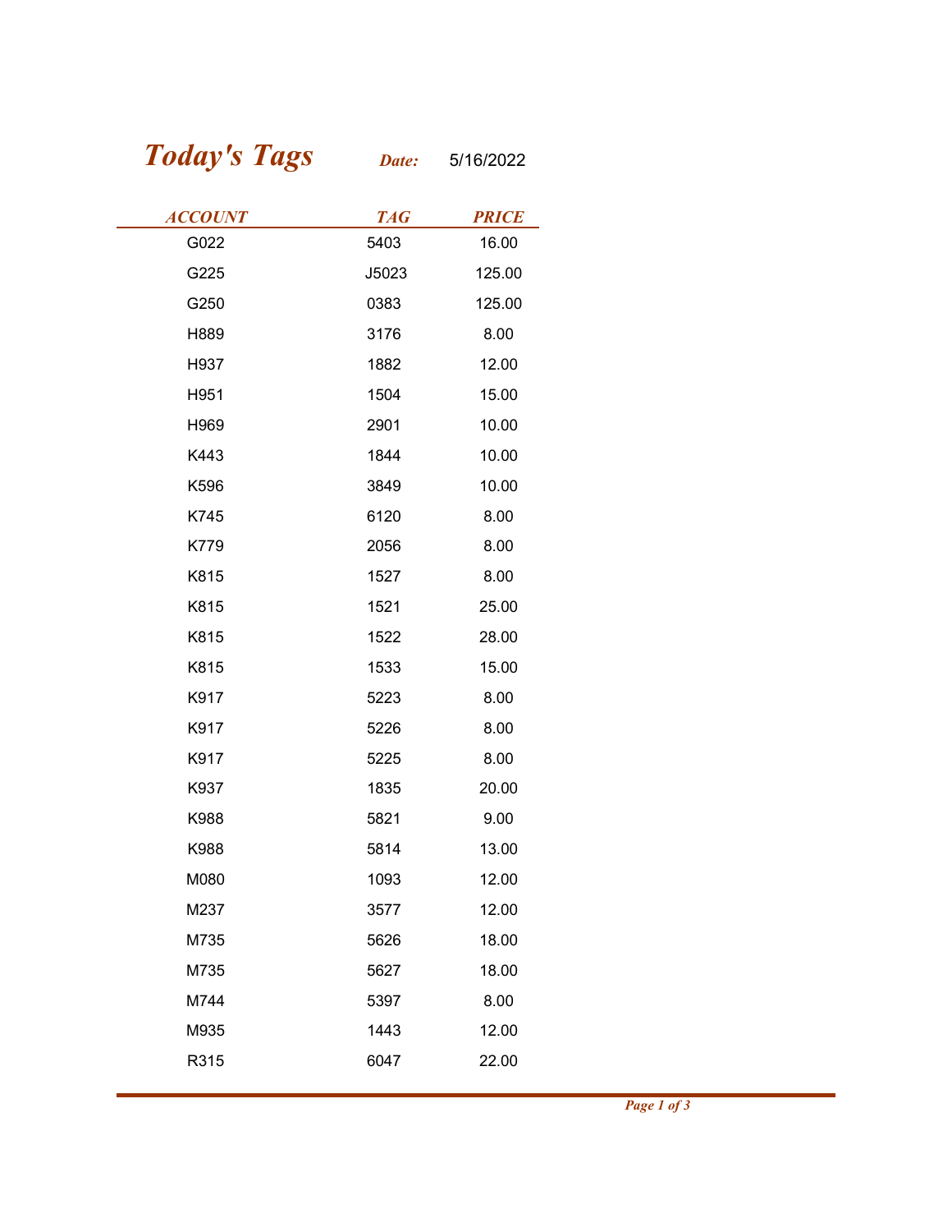# *Today's Tags*

***Date:*** 5/16/2022

| *ACCOUNT* | *TAG* | *PRICE* |
|---|---|---|
| G022 | 5403 | 16.00 |
| G225 | J5023 | 125.00 |
| G250 | 0383 | 125.00 |
| H889 | 3176 | 8.00 |
| H937 | 1882 | 12.00 |
| H951 | 1504 | 15.00 |
| H969 | 2901 | 10.00 |
| K443 | 1844 | 10.00 |
| K596 | 3849 | 10.00 |
| K745 | 6120 | 8.00 |
| K779 | 2056 | 8.00 |
| K815 | 1527 | 8.00 |
| K815 | 1521 | 25.00 |
| K815 | 1522 | 28.00 |
| K815 | 1533 | 15.00 |
| K917 | 5223 | 8.00 |
| K917 | 5226 | 8.00 |
| K917 | 5225 | 8.00 |
| K937 | 1835 | 20.00 |
| K988 | 5821 | 9.00 |
| K988 | 5814 | 13.00 |
| M080 | 1093 | 12.00 |
| M237 | 3577 | 12.00 |
| M735 | 5626 | 18.00 |
| M735 | 5627 | 18.00 |
| M744 | 5397 | 8.00 |
| M935 | 1443 | 12.00 |
| R315 | 6047 | 22.00 |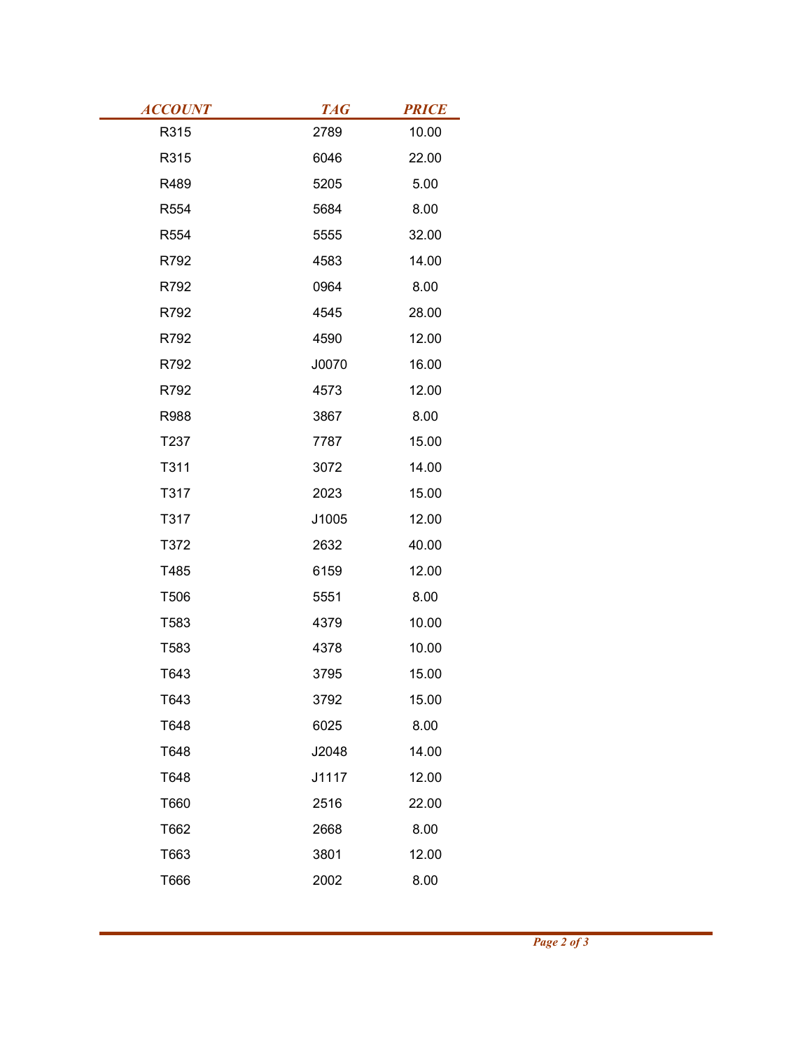| ACCOUNT | TAG | PRICE |
| --- | --- | --- |
| R315 | 2789 | 10.00 |
| R315 | 6046 | 22.00 |
| R489 | 5205 | 5.00 |
| R554 | 5684 | 8.00 |
| R554 | 5555 | 32.00 |
| R792 | 4583 | 14.00 |
| R792 | 0964 | 8.00 |
| R792 | 4545 | 28.00 |
| R792 | 4590 | 12.00 |
| R792 | J0070 | 16.00 |
| R792 | 4573 | 12.00 |
| R988 | 3867 | 8.00 |
| T237 | 7787 | 15.00 |
| T311 | 3072 | 14.00 |
| T317 | 2023 | 15.00 |
| T317 | J1005 | 12.00 |
| T372 | 2632 | 40.00 |
| T485 | 6159 | 12.00 |
| T506 | 5551 | 8.00 |
| T583 | 4379 | 10.00 |
| T583 | 4378 | 10.00 |
| T643 | 3795 | 15.00 |
| T643 | 3792 | 15.00 |
| T648 | 6025 | 8.00 |
| T648 | J2048 | 14.00 |
| T648 | J1117 | 12.00 |
| T660 | 2516 | 22.00 |
| T662 | 2668 | 8.00 |
| T663 | 3801 | 12.00 |
| T666 | 2002 | 8.00 |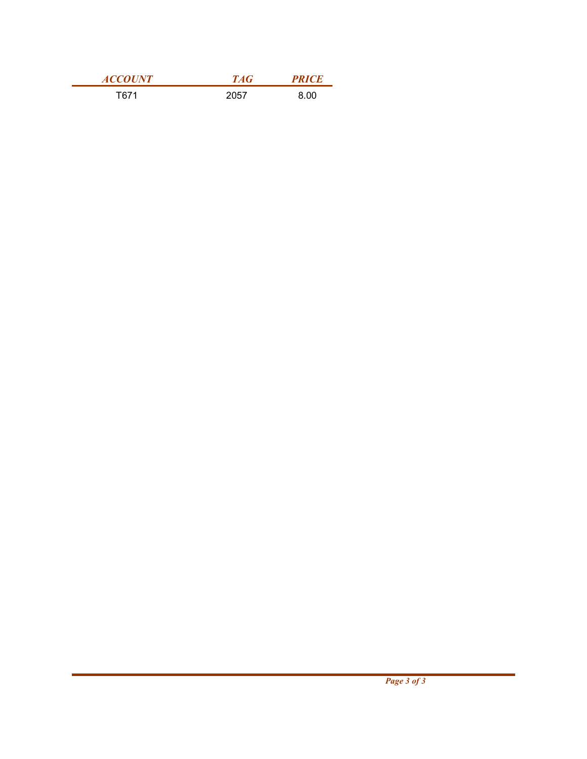| *ACCOUNT* | *TAG* | *PRICE* |
| --- | --- | --- |
| T671 | 2057 | 8.00 |